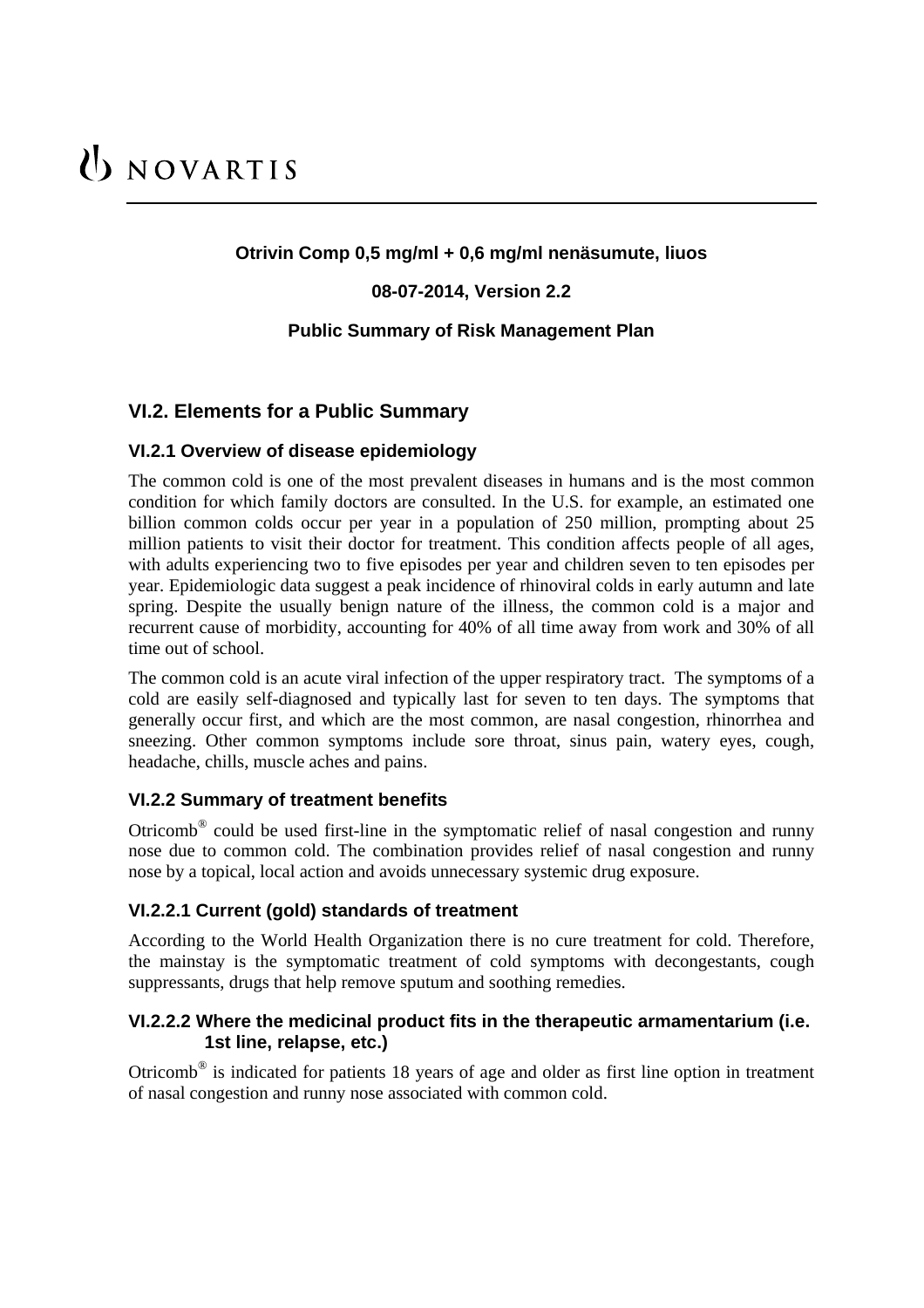NOVARTIS

**Otrivin Comp 0,5 mg/ml + 0,6 mg/ml nenäsumute, liuos**

**08-07-2014, Version 2.2**

**Public Summary of Risk Management Plan**

## VI.2. Elements for a Public Summary

### VI.2.1 Overview of disease epidemiology

The common cold is one of the most prevalent diseases in humans and is the most common condition for which family doctors are consulted. In the U.S. for example, an estimated one billion common colds occur per year in a population of 250 million, prompting about 25 million patients to visit their doctor for treatment. This condition affects people of all ages, with adults experiencing two to five episodes per year and children seven to ten episodes per year. Epidemiologic data suggest a peak incidence of rhinoviral colds in early autumn and late spring. Despite the usually benign nature of the illness, the common cold is a major and recurrent cause of morbidity, accounting for 40% of all time away from work and 30% of all time out of school.

The common cold is an acute viral infection of the upper respiratory tract. The symptoms of a cold are easily self-diagnosed and typically last for seven to ten days. The symptoms that generally occur first, and which are the most common, are nasal congestion, rhinorrhea and sneezing. Other common symptoms include sore throat, sinus pain, watery eyes, cough, headache, chills, muscle aches and pains.

### VI.2.2 Summary of treatment benefits

Otricomb® could be used first-line in the symptomatic relief of nasal congestion and runny nose due to common cold. The combination provides relief of nasal congestion and runny nose by a topical, local action and avoids unnecessary systemic drug exposure.

### VI.2.2.1 Current (gold) standards of treatment

According to the World Health Organization there is no cure treatment for cold. Therefore, the mainstay is the symptomatic treatment of cold symptoms with decongestants, cough suppressants, drugs that help remove sputum and soothing remedies.

### VI.2.2.2 Where the medicinal product fits in the therapeutic armamentarium (i.e. 1st line, relapse, etc.)

Otricomb® is indicated for patients 18 years of age and older as first line option in treatment of nasal congestion and runny nose associated with common cold.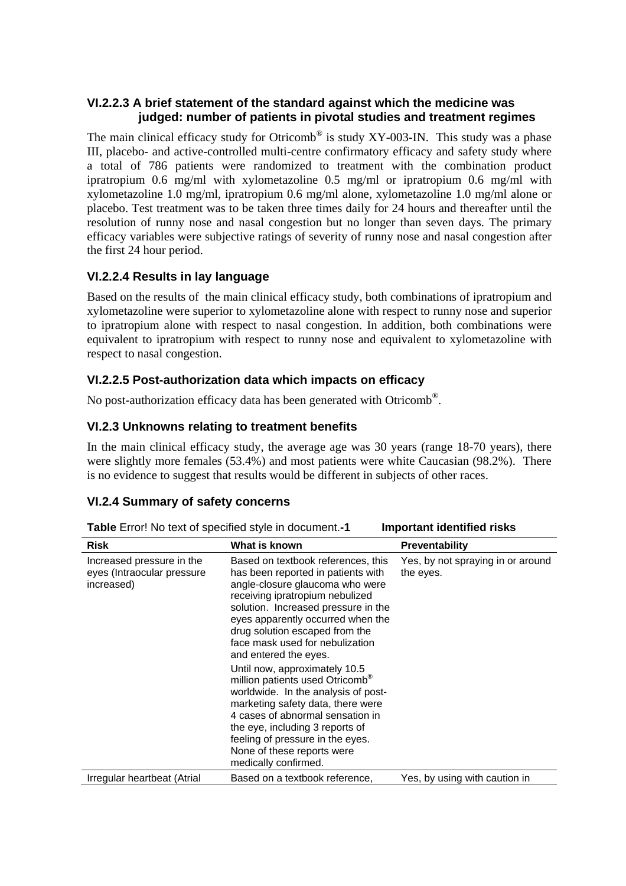### VI.2.2.3 A brief statement of the standard against which the medicine was judged: number of patients in pivotal studies and treatment regimes

The main clinical efficacy study for Otricomb® is study XY-003-IN. This study was a phase III, placebo- and active-controlled multi-centre confirmatory efficacy and safety study where a total of 786 patients were randomized to treatment with the combination product ipratropium 0.6 mg/ml with xylometazoline 0.5 mg/ml or ipratropium 0.6 mg/ml with xylometazoline 1.0 mg/ml, ipratropium 0.6 mg/ml alone, xylometazoline 1.0 mg/ml alone or placebo. Test treatment was to be taken three times daily for 24 hours and thereafter until the resolution of runny nose and nasal congestion but no longer than seven days. The primary efficacy variables were subjective ratings of severity of runny nose and nasal congestion after the first 24 hour period.

### VI.2.2.4 Results in lay language

Based on the results of the main clinical efficacy study, both combinations of ipratropium and xylometazoline were superior to xylometazoline alone with respect to runny nose and superior to ipratropium alone with respect to nasal congestion. In addition, both combinations were equivalent to ipratropium with respect to runny nose and equivalent to xylometazoline with respect to nasal congestion.

### VI.2.2.5 Post-authorization data which impacts on efficacy

No post-authorization efficacy data has been generated with Otricomb®.

### VI.2.3 Unknowns relating to treatment benefits

In the main clinical efficacy study, the average age was 30 years (range 18-70 years), there were slightly more females (53.4%) and most patients were white Caucasian (98.2%). There is no evidence to suggest that results would be different in subjects of other races.

### VI.2.4 Summary of safety concerns

**Table** Error! No text of specified style in document.**-1** **Important identified risks**

| Risk | What is known | Preventability |
|---|---|---|
| Increased pressure in the eyes (Intraocular pressure increased) | Based on textbook references, this has been reported in patients with angle-closure glaucoma who were receiving ipratropium nebulized solution. Increased pressure in the eyes apparently occurred when the drug solution escaped from the face mask used for nebulization and entered the eyes.<br><br>Until now, approximately 10.5 million patients used Otricomb® worldwide. In the analysis of post-marketing safety data, there were 4 cases of abnormal sensation in the eye, including 3 reports of feeling of pressure in the eyes. None of these reports were medically confirmed. | Yes, by not spraying in or around the eyes. |
| Irregular heartbeat (Atrial | Based on a textbook reference, | Yes, by using with caution in |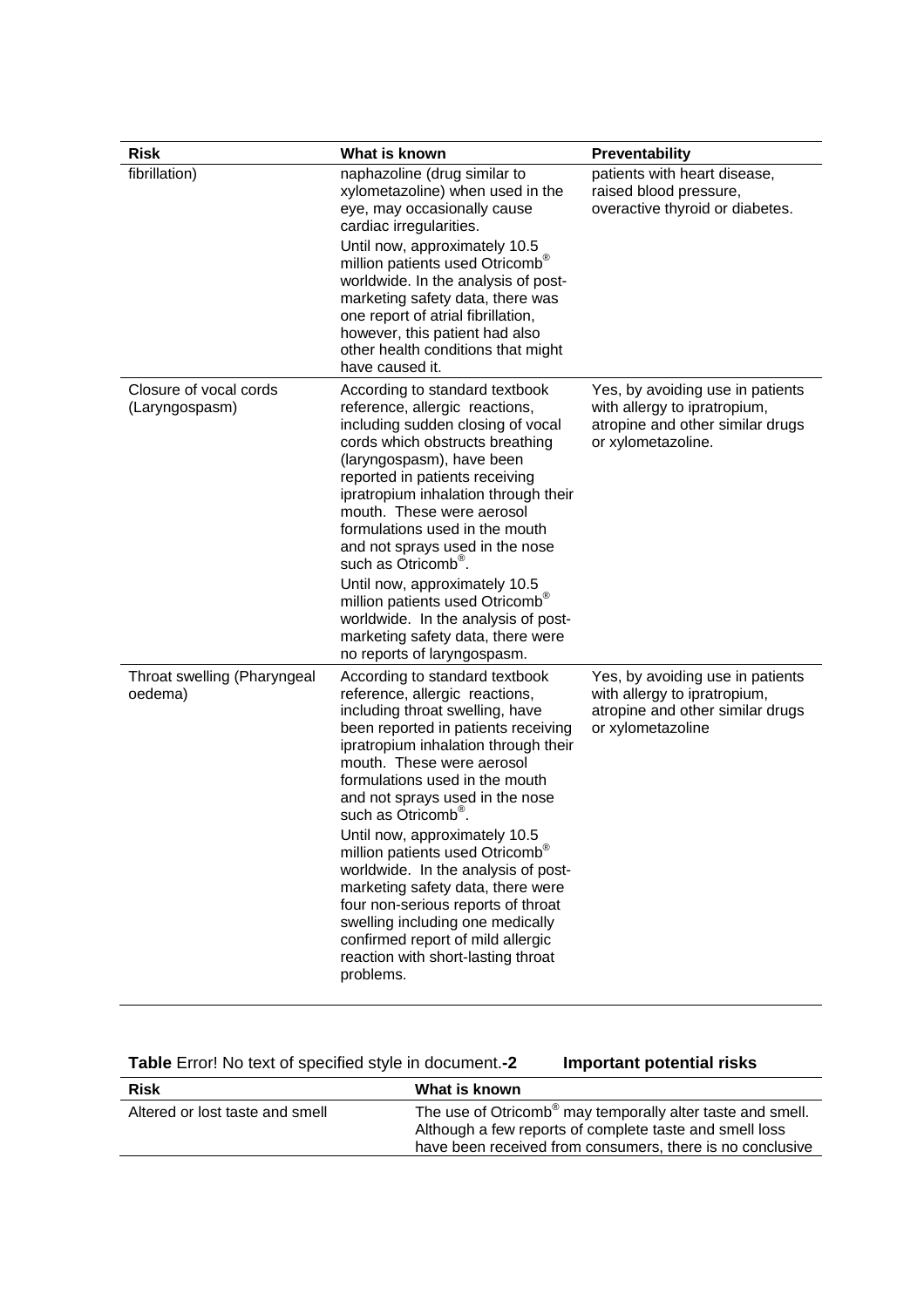| Risk | What is known | Preventability |
|---|---|---|
| fibrillation) | naphazoline (drug similar to xylometazoline) when used in the eye, may occasionally cause cardiac irregularities.<br>Until now, approximately 10.5 million patients used Otricomb® worldwide. In the analysis of post-marketing safety data, there was one report of atrial fibrillation, however, this patient had also other health conditions that might have caused it. | patients with heart disease, raised blood pressure, overactive thyroid or diabetes. |
| Closure of vocal cords (Laryngospasm) | According to standard textbook reference, allergic reactions, including sudden closing of vocal cords which obstructs breathing (laryngospasm), have been reported in patients receiving ipratropium inhalation through their mouth. These were aerosol formulations used in the mouth and not sprays used in the nose such as Otricomb®.<br>Until now, approximately 10.5 million patients used Otricomb® worldwide. In the analysis of post-marketing safety data, there were no reports of laryngospasm. | Yes, by avoiding use in patients with allergy to ipratropium, atropine and other similar drugs or xylometazoline. |
| Throat swelling (Pharyngeal oedema) | According to standard textbook reference, allergic reactions, including throat swelling, have been reported in patients receiving ipratropium inhalation through their mouth. These were aerosol formulations used in the mouth and not sprays used in the nose such as Otricomb®.<br>Until now, approximately 10.5 million patients used Otricomb® worldwide. In the analysis of post-marketing safety data, there were four non-serious reports of throat swelling including one medically confirmed report of mild allergic reaction with short-lasting throat problems. | Yes, by avoiding use in patients with allergy to ipratropium, atropine and other similar drugs or xylometazoline |

**Table** Error! No text of specified style in document.**-2 Important potential risks**

| Risk | What is known |
|---|---|
| Altered or lost taste and smell | The use of Otricomb® may temporally alter taste and smell. Although a few reports of complete taste and smell loss have been received from consumers, there is no conclusive |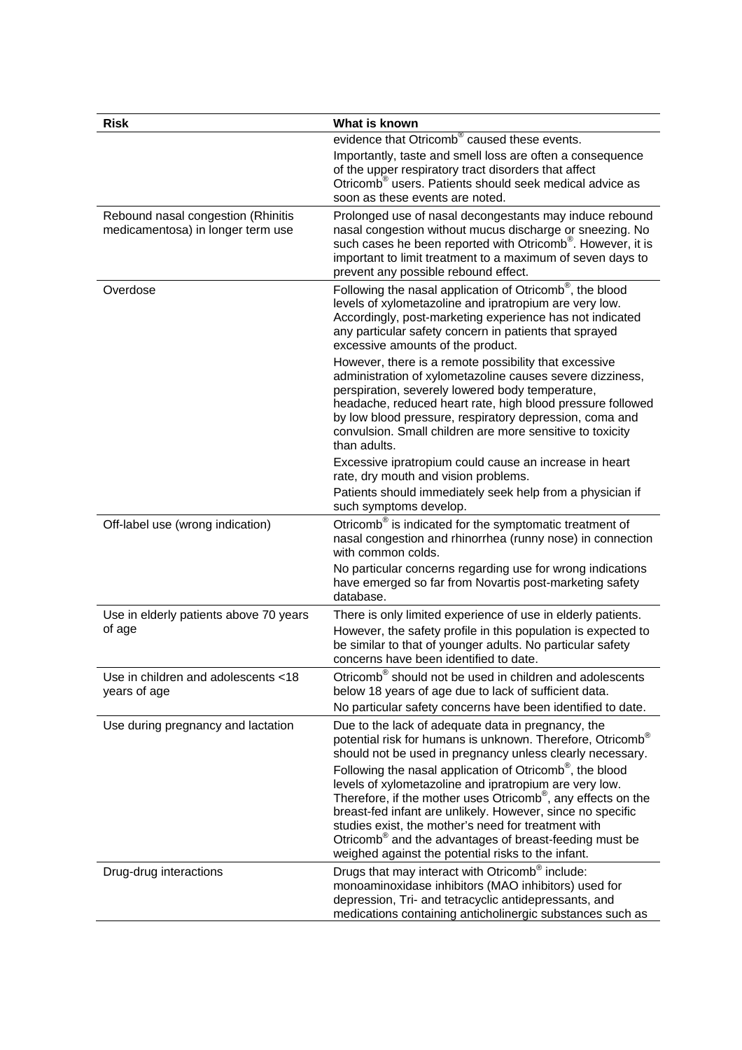| Risk | What is known |
|---|---|
| | evidence that Otricomb® caused these events.<br>Importantly, taste and smell loss are often a consequence of the upper respiratory tract disorders that affect Otricomb® users. Patients should seek medical advice as soon as these events are noted. |
| Rebound nasal congestion (Rhinitis medicamentosa) in longer term use | Prolonged use of nasal decongestants may induce rebound nasal congestion without mucus discharge or sneezing. No such cases he been reported with Otricomb®. However, it is important to limit treatment to a maximum of seven days to prevent any possible rebound effect. |
| Overdose | Following the nasal application of Otricomb®, the blood levels of xylometazoline and ipratropium are very low. Accordingly, post-marketing experience has not indicated any particular safety concern in patients that sprayed excessive amounts of the product.<br>However, there is a remote possibility that excessive administration of xylometazoline causes severe dizziness, perspiration, severely lowered body temperature, headache, reduced heart rate, high blood pressure followed by low blood pressure, respiratory depression, coma and convulsion. Small children are more sensitive to toxicity than adults.<br>Excessive ipratropium could cause an increase in heart rate, dry mouth and vision problems.<br>Patients should immediately seek help from a physician if such symptoms develop. |
| Off-label use (wrong indication) | Otricomb® is indicated for the symptomatic treatment of nasal congestion and rhinorrhea (runny nose) in connection with common colds.<br>No particular concerns regarding use for wrong indications have emerged so far from Novartis post-marketing safety database. |
| Use in elderly patients above 70 years of age | There is only limited experience of use in elderly patients. However, the safety profile in this population is expected to be similar to that of younger adults. No particular safety concerns have been identified to date. |
| Use in children and adolescents <18 years of age | Otricomb® should not be used in children and adolescents below 18 years of age due to lack of sufficient data.<br>No particular safety concerns have been identified to date. |
| Use during pregnancy and lactation | Due to the lack of adequate data in pregnancy, the potential risk for humans is unknown. Therefore, Otricomb® should not be used in pregnancy unless clearly necessary.<br>Following the nasal application of Otricomb®, the blood levels of xylometazoline and ipratropium are very low. Therefore, if the mother uses Otricomb®, any effects on the breast-fed infant are unlikely. However, since no specific studies exist, the mother's need for treatment with Otricomb® and the advantages of breast-feeding must be weighed against the potential risks to the infant. |
| Drug-drug interactions | Drugs that may interact with Otricomb® include: monoaminoxidase inhibitors (MAO inhibitors) used for depression, Tri- and tetracyclic antidepressants, and medications containing anticholinergic substances such as |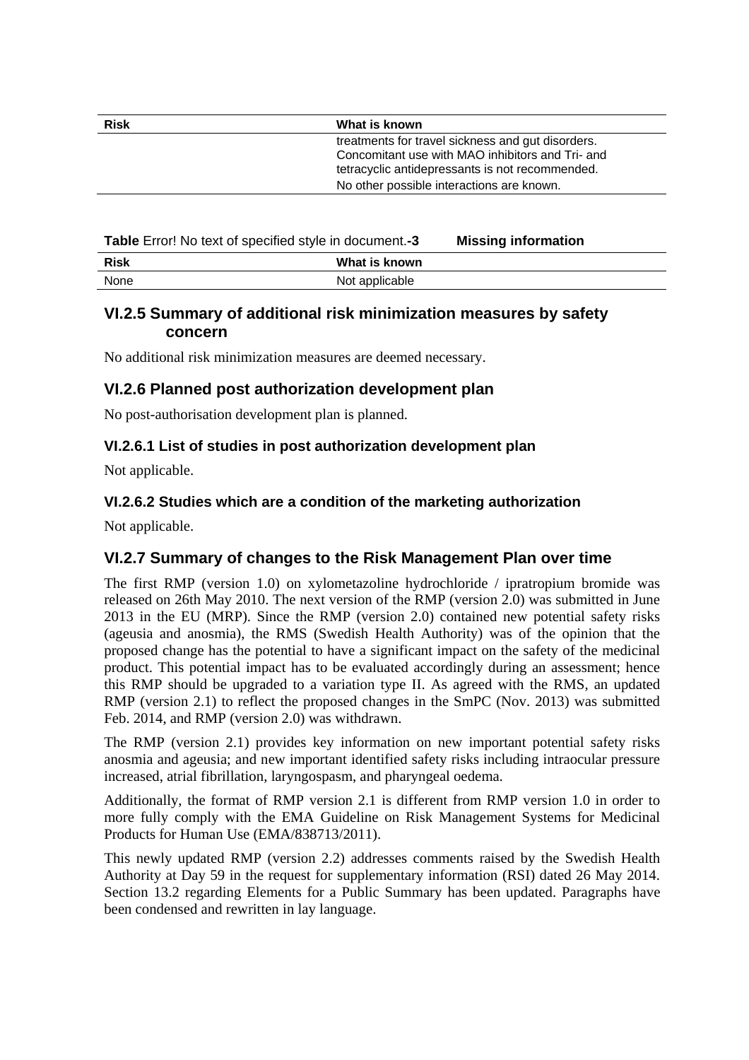| Risk | What is known |
|---|---|
| | treatments for travel sickness and gut disorders. Concomitant use with MAO inhibitors and Tri- and tetracyclic antidepressants is not recommended. No other possible interactions are known. |

**Table** Error! No text of specified style in document.**-3** **Missing information**

| Risk | What is known |
|---|---|
| None | Not applicable |

## VI.2.5 Summary of additional risk minimization measures by safety concern

No additional risk minimization measures are deemed necessary.

## VI.2.6 Planned post authorization development plan

No post-authorisation development plan is planned.

### VI.2.6.1 List of studies in post authorization development plan

Not applicable.

### VI.2.6.2 Studies which are a condition of the marketing authorization

Not applicable.

## VI.2.7 Summary of changes to the Risk Management Plan over time

The first RMP (version 1.0) on xylometazoline hydrochloride / ipratropium bromide was released on 26th May 2010. The next version of the RMP (version 2.0) was submitted in June 2013 in the EU (MRP). Since the RMP (version 2.0) contained new potential safety risks (ageusia and anosmia), the RMS (Swedish Health Authority) was of the opinion that the proposed change has the potential to have a significant impact on the safety of the medicinal product. This potential impact has to be evaluated accordingly during an assessment; hence this RMP should be upgraded to a variation type II. As agreed with the RMS, an updated RMP (version 2.1) to reflect the proposed changes in the SmPC (Nov. 2013) was submitted Feb. 2014, and RMP (version 2.0) was withdrawn.

The RMP (version 2.1) provides key information on new important potential safety risks anosmia and ageusia; and new important identified safety risks including intraocular pressure increased, atrial fibrillation, laryngospasm, and pharyngeal oedema.

Additionally, the format of RMP version 2.1 is different from RMP version 1.0 in order to more fully comply with the EMA Guideline on Risk Management Systems for Medicinal Products for Human Use (EMA/838713/2011).

This newly updated RMP (version 2.2) addresses comments raised by the Swedish Health Authority at Day 59 in the request for supplementary information (RSI) dated 26 May 2014. Section 13.2 regarding Elements for a Public Summary has been updated. Paragraphs have been condensed and rewritten in lay language.